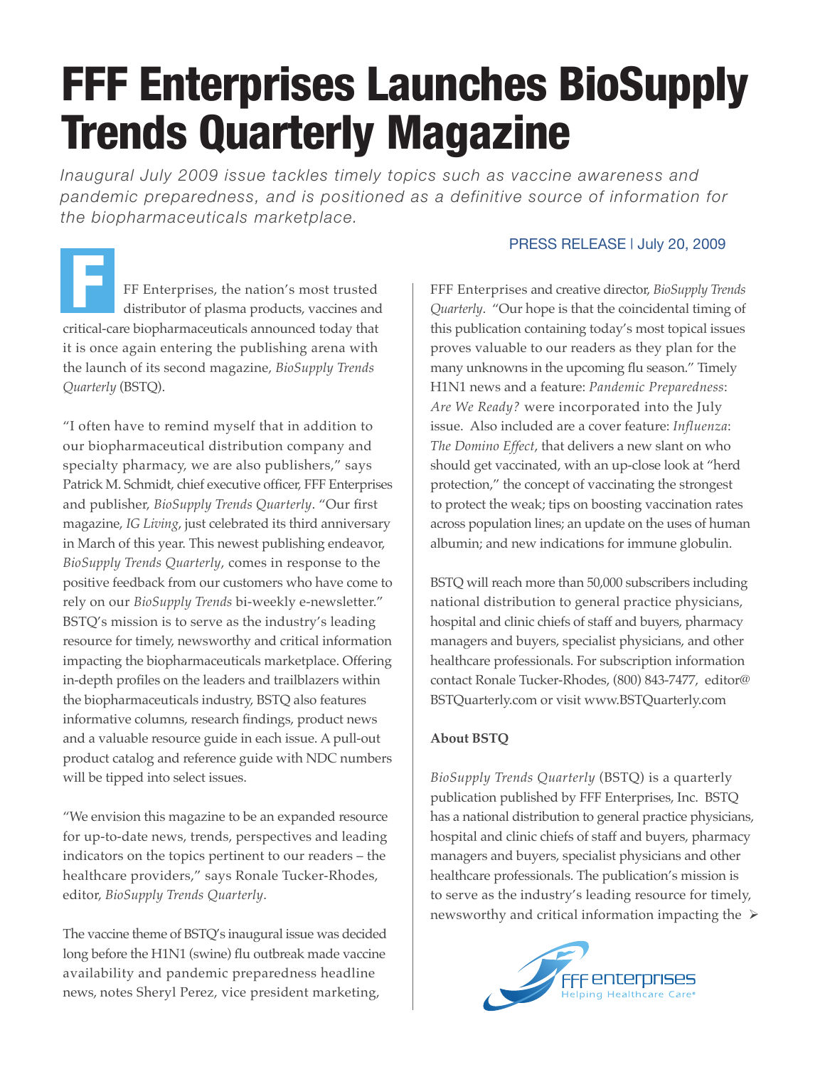# FFF Enterprises Launches BioSupply Trends Quarterly Magazine

*Inaugural July 2009 issue tackles timely topics such as vaccine awareness and pandemic preparedness, and is positioned as a definitive source of information for the biopharmaceuticals marketplace.*

PRESS RELEASE | July 20, 2009

FFF Enterprises, the nation's most trusted distributor of plasma products, vaccines and critical-care biopharmaceuticals announced today that it is once again entering the publishing arena with the launch of its second magazine, *BioSupply Trends Quarterly* (BSTQ).

"I often have to remind myself that in addition to our biopharmaceutical distribution company and specialty pharmacy, we are also publishers," says Patrick M. Schmidt, chief executive officer, FFF Enterprises and publisher, *BioSupply Trends Quarterly*. "Our first magazine, *IG Living*, just celebrated its third anniversary in March of this year. This newest publishing endeavor, *BioSupply Trends Quarterly*, comes in response to the positive feedback from our customers who have come to rely on our *BioSupply Trends* bi-weekly e-newsletter." BSTQ's mission is to serve as the industry's leading resource for timely, newsworthy and critical information impacting the biopharmaceuticals marketplace. Offering in-depth profiles on the leaders and trailblazers within the biopharmaceuticals industry, BSTQ also features informative columns, research findings, product news and a valuable resource guide in each issue. A pull-out product catalog and reference guide with NDC numbers will be tipped into select issues.

"We envision this magazine to be an expanded resource for up-to-date news, trends, perspectives and leading indicators on the topics pertinent to our readers – the healthcare providers," says Ronale Tucker-Rhodes, editor, *BioSupply Trends Quarterly*.

The vaccine theme of BSTQ's inaugural issue was decided long before the H1N1 (swine) flu outbreak made vaccine availability and pandemic preparedness headline news, notes Sheryl Perez, vice president marketing, FFF Enterprises and creative director, *BioSupply Trends Quarterly*. "Our hope is that the coincidental timing of this publication containing today's most topical issues proves valuable to our readers as they plan for the many unknowns in the upcoming flu season." Timely H1N1 news and a feature: *Pandemic Preparedness: Are We Ready?* were incorporated into the July issue. Also included are a cover feature: *Influenza: The Domino Effect*, that delivers a new slant on who should get vaccinated, with an up-close look at "herd protection," the concept of vaccinating the strongest to protect the weak; tips on boosting vaccination rates across population lines; an update on the uses of human albumin; and new indications for immune globulin.

BSTQ will reach more than 50,000 subscribers including national distribution to general practice physicians, hospital and clinic chiefs of staff and buyers, pharmacy managers and buyers, specialist physicians, and other healthcare professionals. For subscription information contact Ronale Tucker-Rhodes, (800) 843-7477, editor@BSTQuarterly.com or visit www.BSTQuarterly.com

**About BSTQ**

*BioSupply Trends Quarterly* (BSTQ) is a quarterly publication published by FFF Enterprises, Inc. BSTQ has a national distribution to general practice physicians, hospital and clinic chiefs of staff and buyers, pharmacy managers and buyers, specialist physicians and other healthcare professionals. The publication's mission is to serve as the industry's leading resource for timely, newsworthy and critical information impacting the ➢

FFF enterprises
Helping Healthcare Care®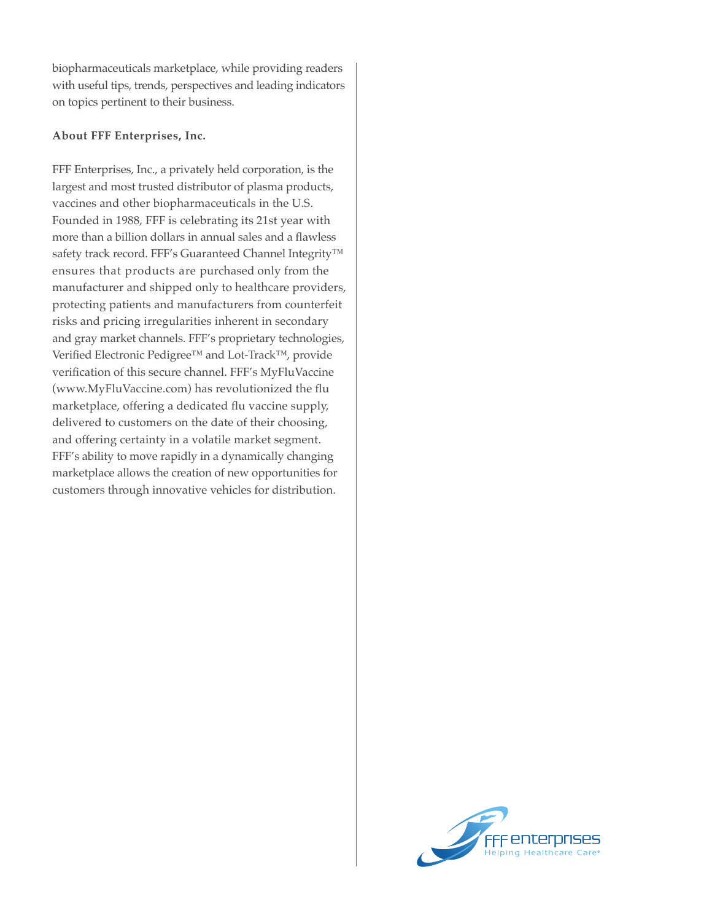biopharmaceuticals marketplace, while providing readers with useful tips, trends, perspectives and leading indicators on topics pertinent to their business.

**About FFF Enterprises, Inc.**

FFF Enterprises, Inc., a privately held corporation, is the largest and most trusted distributor of plasma products, vaccines and other biopharmaceuticals in the U.S. Founded in 1988, FFF is celebrating its 21st year with more than a billion dollars in annual sales and a flawless safety track record. FFF's Guaranteed Channel Integrity™ ensures that products are purchased only from the manufacturer and shipped only to healthcare providers, protecting patients and manufacturers from counterfeit risks and pricing irregularities inherent in secondary and gray market channels. FFF's proprietary technologies, Verified Electronic Pedigree™ and Lot-Track™, provide verification of this secure channel. FFF's MyFluVaccine (www.MyFluVaccine.com) has revolutionized the flu marketplace, offering a dedicated flu vaccine supply, delivered to customers on the date of their choosing, and offering certainty in a volatile market segment. FFF's ability to move rapidly in a dynamically changing marketplace allows the creation of new opportunities for customers through innovative vehicles for distribution.

FFF enterprises
Helping Healthcare Care®